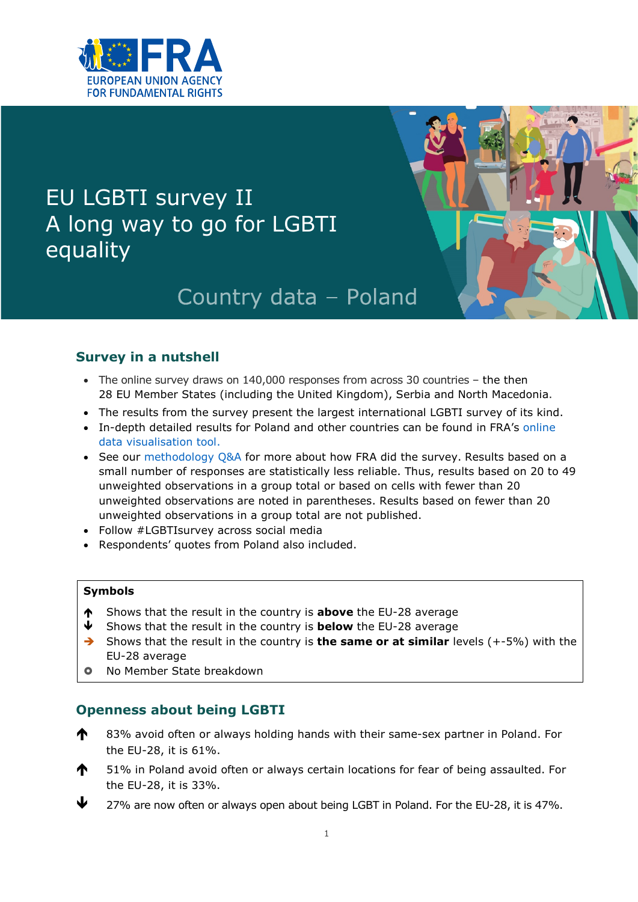EUROPEAN UNION AGENCY FOR FUNDAMENTAL RIGHTS

# EU LGBTI survey II
# A long way to go for LGBTI equality

## Country data – Poland

### Survey in a nutshell

- The online survey draws on 140,000 responses from across 30 countries – the then 28 EU Member States (including the United Kingdom), Serbia and North Macedonia.
- The results from the survey present the largest international LGBTI survey of its kind.
- In-depth detailed results for Poland and other countries can be found in FRA's online data visualisation tool.
- See our methodology Q&A for more about how FRA did the survey. Results based on a small number of responses are statistically less reliable. Thus, results based on 20 to 49 unweighted observations in a group total or based on cells with fewer than 20 unweighted observations are noted in parentheses. Results based on fewer than 20 unweighted observations in a group total are not published.
- Follow #LGBTIsurvey across social media
- Respondents' quotes from Poland also included.

**Symbols**

- ↑ Shows that the result in the country is **above** the EU-28 average
- ↓ Shows that the result in the country is **below** the EU-28 average
- → Shows that the result in the country is **the same or at similar** levels (+-5%) with the EU-28 average
- ⚬ No Member State breakdown

### Openness about being LGBTI

↑ 83% avoid often or always holding hands with their same-sex partner in Poland. For the EU-28, it is 61%.

↑ 51% in Poland avoid often or always certain locations for fear of being assaulted. For the EU-28, it is 33%.

↓ 27% are now often or always open about being LGBT in Poland. For the EU-28, it is 47%.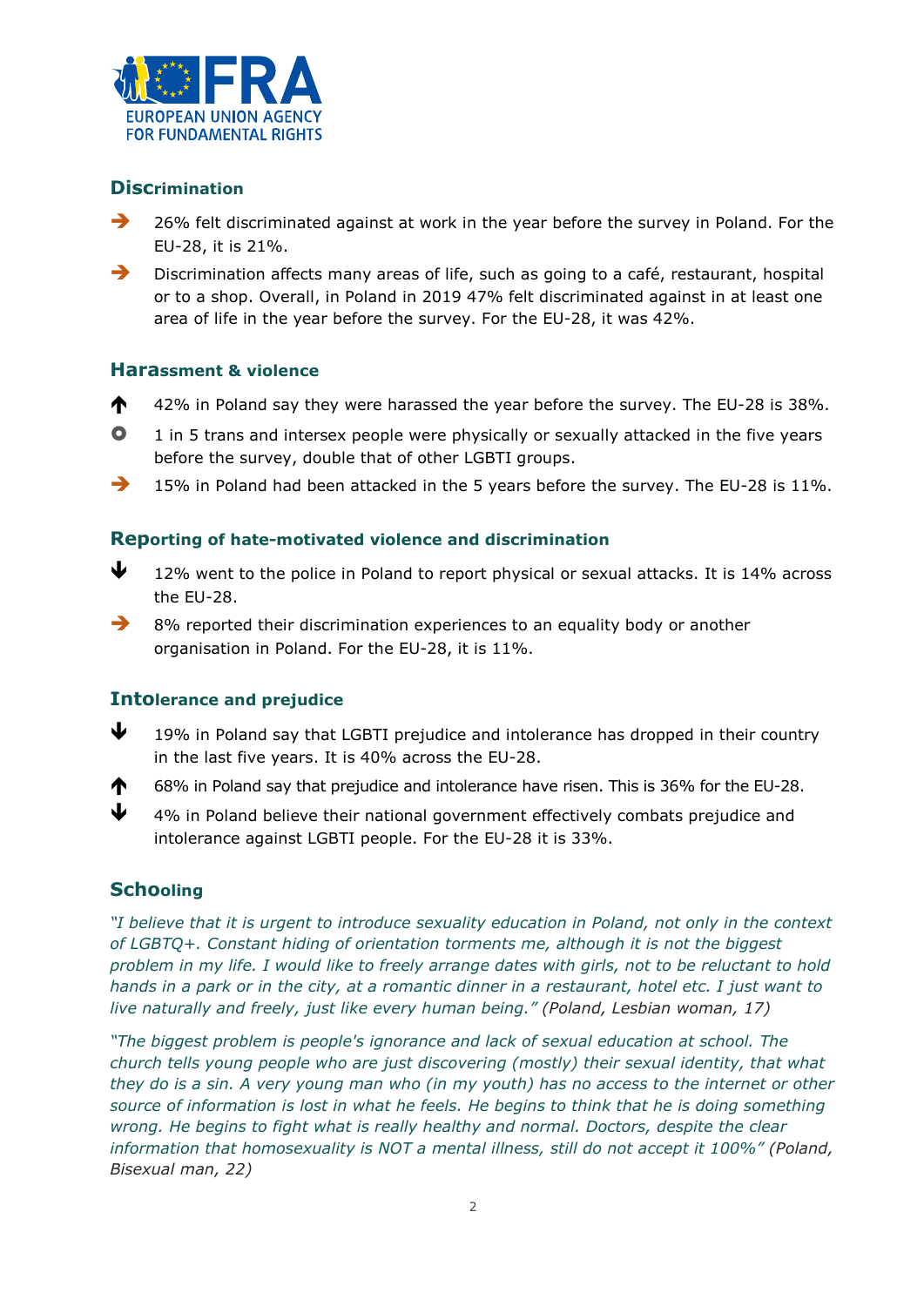## Discrimination

- ➔ 26% felt discriminated against at work in the year before the survey in Poland. For the EU-28, it is 21%.
- ➔ Discrimination affects many areas of life, such as going to a café, restaurant, hospital or to a shop. Overall, in Poland in 2019 47% felt discriminated against in at least one area of life in the year before the survey. For the EU-28, it was 42%.

## Harassment & violence

- ↑ 42% in Poland say they were harassed the year before the survey. The EU-28 is 38%.
- ○ 1 in 5 trans and intersex people were physically or sexually attacked in the five years before the survey, double that of other LGBTI groups.
- ➔ 15% in Poland had been attacked in the 5 years before the survey. The EU-28 is 11%.

## Reporting of hate-motivated violence and discrimination

- ↓ 12% went to the police in Poland to report physical or sexual attacks. It is 14% across the EU-28.
- ➔ 8% reported their discrimination experiences to an equality body or another organisation in Poland. For the EU-28, it is 11%.

## Intolerance and prejudice

- ↓ 19% in Poland say that LGBTI prejudice and intolerance has dropped in their country in the last five years. It is 40% across the EU-28.
- ↑ 68% in Poland say that prejudice and intolerance have risen. This is 36% for the EU-28.
- ↓ 4% in Poland believe their national government effectively combats prejudice and intolerance against LGBTI people. For the EU-28 it is 33%.

## Schooling

*"I believe that it is urgent to introduce sexuality education in Poland, not only in the context of LGBTQ+. Constant hiding of orientation torments me, although it is not the biggest problem in my life. I would like to freely arrange dates with girls, not to be reluctant to hold hands in a park or in the city, at a romantic dinner in a restaurant, hotel etc. I just want to live naturally and freely, just like every human being."* (Poland, Lesbian woman, 17)

*"The biggest problem is people's ignorance and lack of sexual education at school. The church tells young people who are just discovering (mostly) their sexual identity, that what they do is a sin. A very young man who (in my youth) has no access to the internet or other source of information is lost in what he feels. He begins to think that he is doing something wrong. He begins to fight what is really healthy and normal. Doctors, despite the clear information that homosexuality is NOT a mental illness, still do not accept it 100%"* (Poland, Bisexual man, 22)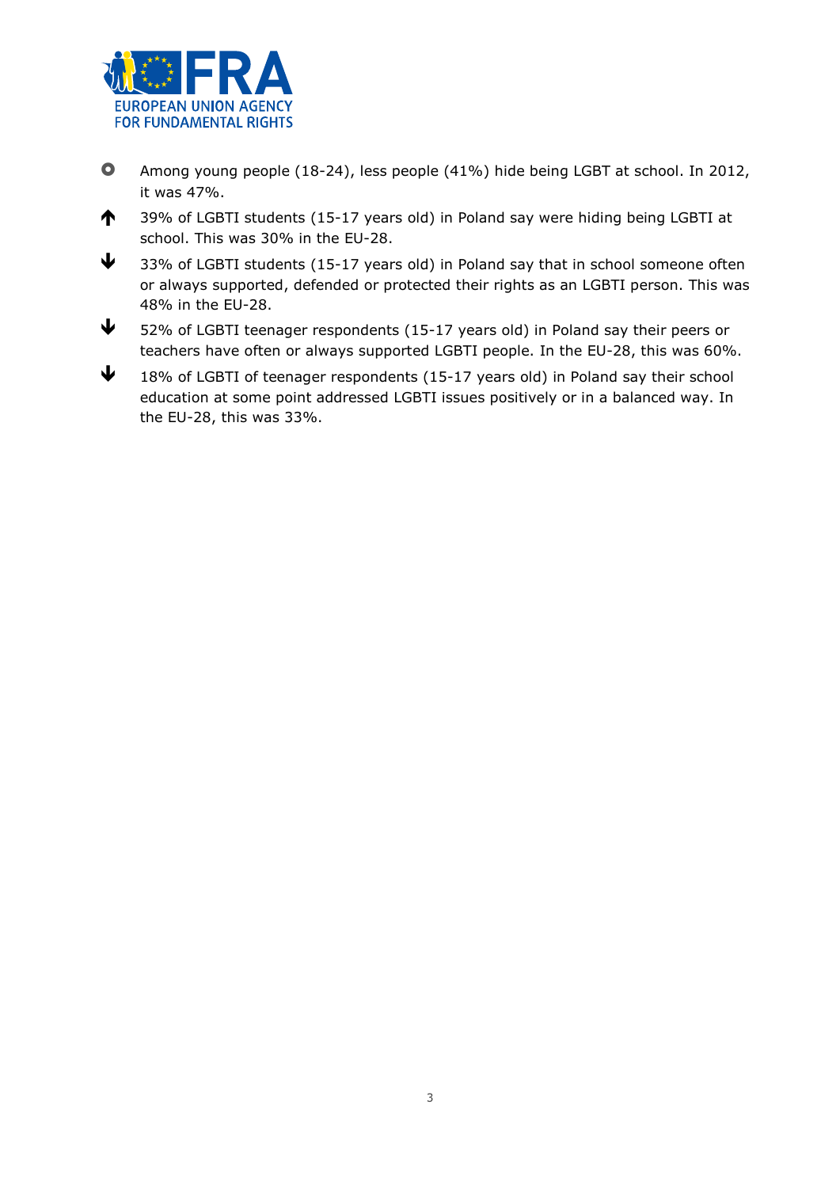- Among young people (18-24), less people (41%) hide being LGBT at school. In 2012, it was 47%.
- 39% of LGBTI students (15-17 years old) in Poland say were hiding being LGBTI at school. This was 30% in the EU-28.
- 33% of LGBTI students (15-17 years old) in Poland say that in school someone often or always supported, defended or protected their rights as an LGBTI person. This was 48% in the EU-28.
- 52% of LGBTI teenager respondents (15-17 years old) in Poland say their peers or teachers have often or always supported LGBTI people. In the EU-28, this was 60%.
- 18% of LGBTI of teenager respondents (15-17 years old) in Poland say their school education at some point addressed LGBTI issues positively or in a balanced way. In the EU-28, this was 33%.